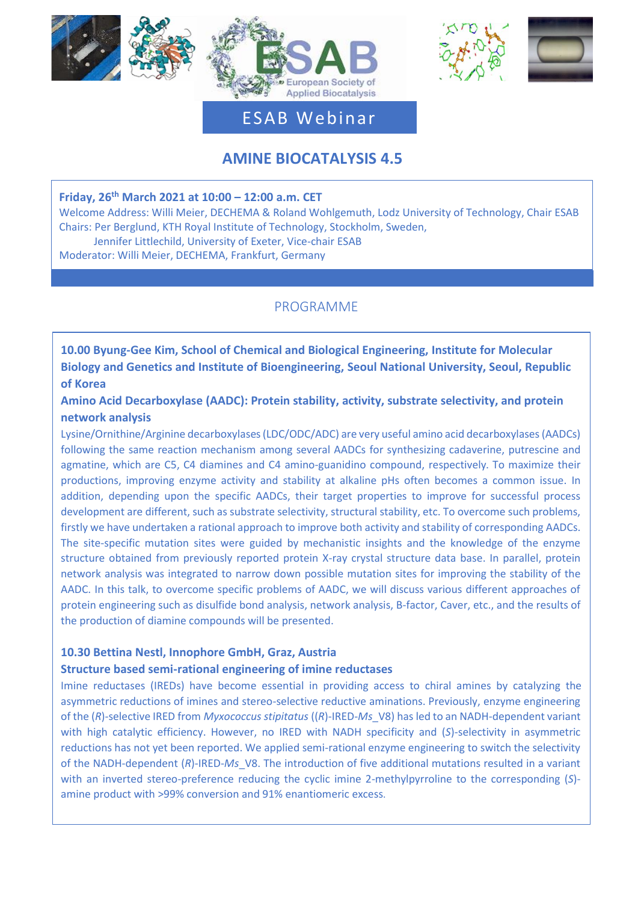ESAB

European Society of Applied Biocatalysis

ESAB Webinar

# AMINE BIOCATALYSIS 4.5

**Friday, 26th March 2021 at 10:00 – 12:00 a.m. CET**

Welcome Address: Willi Meier, DECHEMA & Roland Wohlgemuth, Lodz University of Technology, Chair ESAB

Chairs: Per Berglund, KTH Royal Institute of Technology, Stockholm, Sweden,
Jennifer Littlechild, University of Exeter, Vice-chair ESAB

Moderator: Willi Meier, DECHEMA, Frankfurt, Germany

## PROGRAMME

**10.00 Byung-Gee Kim, School of Chemical and Biological Engineering, Institute for Molecular Biology and Genetics and Institute of Bioengineering, Seoul National University, Seoul, Republic of Korea**

**Amino Acid Decarboxylase (AADC): Protein stability, activity, substrate selectivity, and protein network analysis**

Lysine/Ornithine/Arginine decarboxylases (LDC/ODC/ADC) are very useful amino acid decarboxylases (AADCs) following the same reaction mechanism among several AADCs for synthesizing cadaverine, putrescine and agmatine, which are C5, C4 diamines and C4 amino-guanidino compound, respectively. To maximize their productions, improving enzyme activity and stability at alkaline pHs often becomes a common issue. In addition, depending upon the specific AADCs, their target properties to improve for successful process development are different, such as substrate selectivity, structural stability, etc. To overcome such problems, firstly we have undertaken a rational approach to improve both activity and stability of corresponding AADCs. The site-specific mutation sites were guided by mechanistic insights and the knowledge of the enzyme structure obtained from previously reported protein X-ray crystal structure data base. In parallel, protein network analysis was integrated to narrow down possible mutation sites for improving the stability of the AADC. In this talk, to overcome specific problems of AADC, we will discuss various different approaches of protein engineering such as disulfide bond analysis, network analysis, B-factor, Caver, etc., and the results of the production of diamine compounds will be presented.

**10.30 Bettina Nestl, Innophore GmbH, Graz, Austria**

**Structure based semi-rational engineering of imine reductases**

Imine reductases (IREDs) have become essential in providing access to chiral amines by catalyzing the asymmetric reductions of imines and stereo-selective reductive aminations. Previously, enzyme engineering of the (*R*)-selective IRED from *Myxococcus stipitatus* ((*R*)-IRED-*Ms*_V8) has led to an NADH-dependent variant with high catalytic efficiency. However, no IRED with NADH specificity and (*S*)-selectivity in asymmetric reductions has not yet been reported. We applied semi-rational enzyme engineering to switch the selectivity of the NADH-dependent (*R*)-IRED-*Ms*_V8. The introduction of five additional mutations resulted in a variant with an inverted stereo-preference reducing the cyclic imine 2-methylpyrroline to the corresponding (*S*)-amine product with >99% conversion and 91% enantiomeric excess.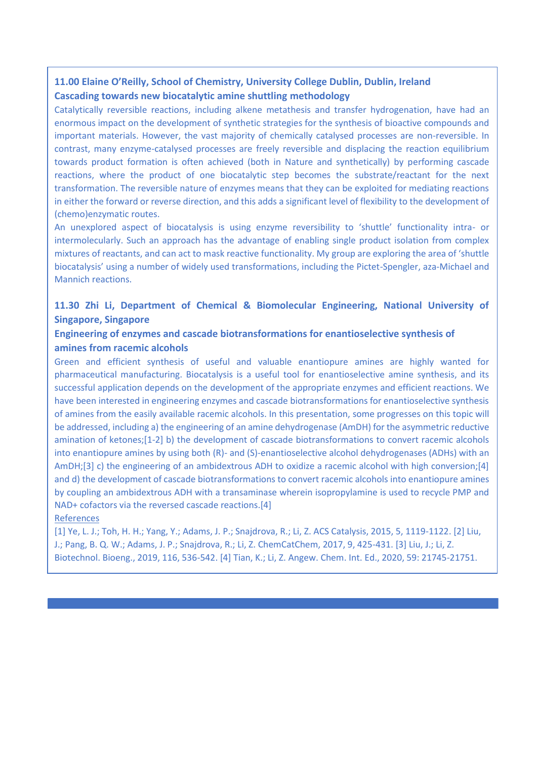### 11.00 Elaine O'Reilly, School of Chemistry, University College Dublin, Dublin, Ireland

### Cascading towards new biocatalytic amine shuttling methodology

Catalytically reversible reactions, including alkene metathesis and transfer hydrogenation, have had an enormous impact on the development of synthetic strategies for the synthesis of bioactive compounds and important materials. However, the vast majority of chemically catalysed processes are non-reversible. In contrast, many enzyme-catalysed processes are freely reversible and displacing the reaction equilibrium towards product formation is often achieved (both in Nature and synthetically) by performing cascade reactions, where the product of one biocatalytic step becomes the substrate/reactant for the next transformation. The reversible nature of enzymes means that they can be exploited for mediating reactions in either the forward or reverse direction, and this adds a significant level of flexibility to the development of (chemo)enzymatic routes.

An unexplored aspect of biocatalysis is using enzyme reversibility to 'shuttle' functionality intra- or intermolecularly. Such an approach has the advantage of enabling single product isolation from complex mixtures of reactants, and can act to mask reactive functionality. My group are exploring the area of 'shuttle biocatalysis' using a number of widely used transformations, including the Pictet-Spengler, aza-Michael and Mannich reactions.

### 11.30 Zhi Li, Department of Chemical & Biomolecular Engineering, National University of Singapore, Singapore

### Engineering of enzymes and cascade biotransformations for enantioselective synthesis of amines from racemic alcohols

Green and efficient synthesis of useful and valuable enantiopure amines are highly wanted for pharmaceutical manufacturing. Biocatalysis is a useful tool for enantioselective amine synthesis, and its successful application depends on the development of the appropriate enzymes and efficient reactions. We have been interested in engineering enzymes and cascade biotransformations for enantioselective synthesis of amines from the easily available racemic alcohols. In this presentation, some progresses on this topic will be addressed, including a) the engineering of an amine dehydrogenase (AmDH) for the asymmetric reductive amination of ketones;[1-2] b) the development of cascade biotransformations to convert racemic alcohols into enantiopure amines by using both (R)- and (S)-enantioselective alcohol dehydrogenases (ADHs) with an AmDH;[3] c) the engineering of an ambidextrous ADH to oxidize a racemic alcohol with high conversion;[4] and d) the development of cascade biotransformations to convert racemic alcohols into enantiopure amines by coupling an ambidextrous ADH with a transaminase wherein isopropylamine is used to recycle PMP and NAD+ cofactors via the reversed cascade reactions.[4]

References

[1] Ye, L. J.; Toh, H. H.; Yang, Y.; Adams, J. P.; Snajdrova, R.; Li, Z. ACS Catalysis, 2015, 5, 1119-1122. [2] Liu, J.; Pang, B. Q. W.; Adams, J. P.; Snajdrova, R.; Li, Z. ChemCatChem, 2017, 9, 425-431. [3] Liu, J.; Li, Z. Biotechnol. Bioeng., 2019, 116, 536-542. [4] Tian, K.; Li, Z. Angew. Chem. Int. Ed., 2020, 59: 21745-21751.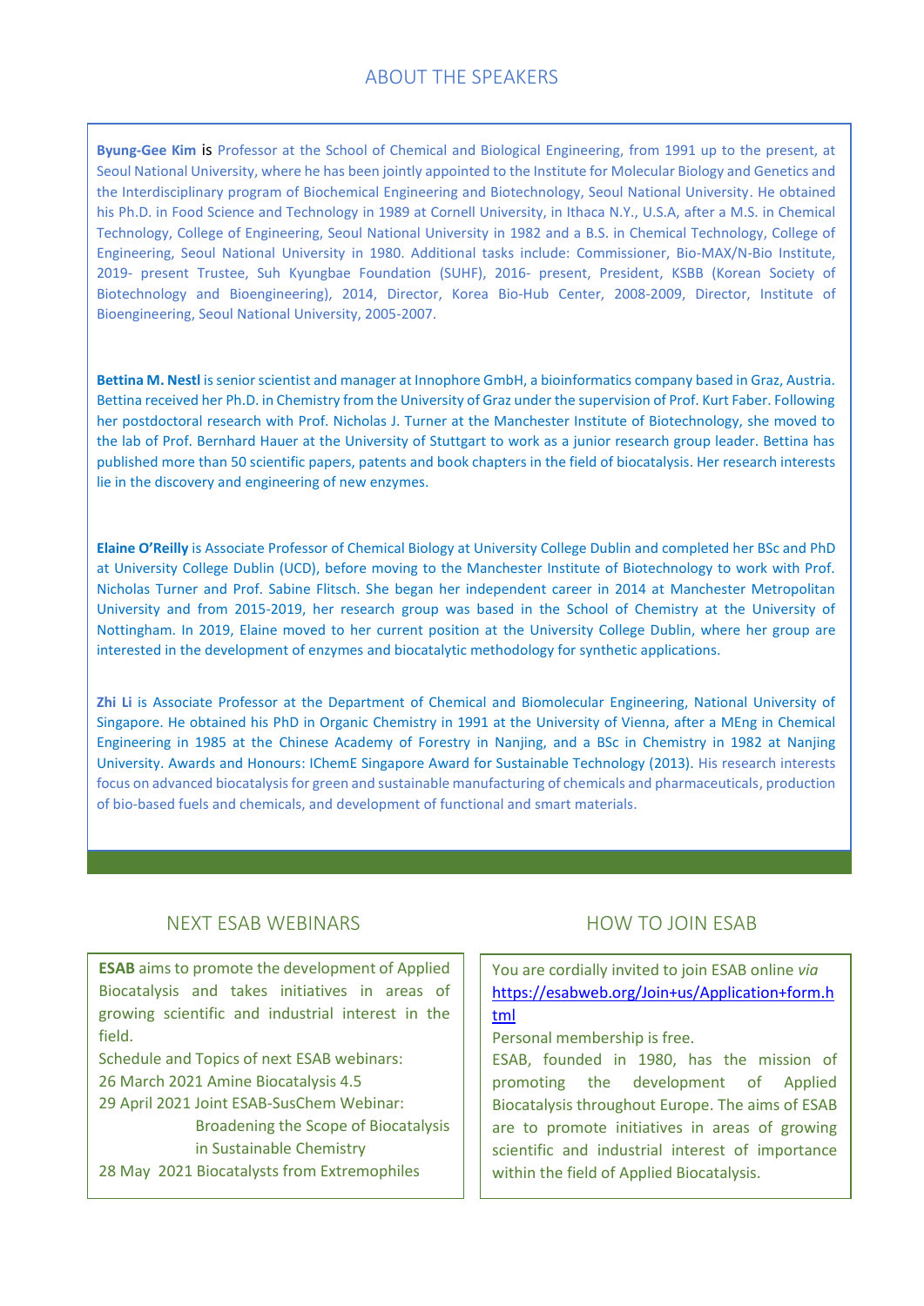## ABOUT THE SPEAKERS

**Byung-Gee Kim** is Professor at the School of Chemical and Biological Engineering, from 1991 up to the present, at Seoul National University, where he has been jointly appointed to the Institute for Molecular Biology and Genetics and the Interdisciplinary program of Biochemical Engineering and Biotechnology, Seoul National University. He obtained his Ph.D. in Food Science and Technology in 1989 at Cornell University, in Ithaca N.Y., U.S.A, after a M.S. in Chemical Technology, College of Engineering, Seoul National University in 1982 and a B.S. in Chemical Technology, College of Engineering, Seoul National University in 1980. Additional tasks include: Commissioner, Bio-MAX/N-Bio Institute, 2019- present Trustee, Suh Kyungbae Foundation (SUHF), 2016- present, President, KSBB (Korean Society of Biotechnology and Bioengineering), 2014, Director, Korea Bio-Hub Center, 2008-2009, Director, Institute of Bioengineering, Seoul National University, 2005-2007.

**Bettina M. Nestl** is senior scientist and manager at Innophore GmbH, a bioinformatics company based in Graz, Austria. Bettina received her Ph.D. in Chemistry from the University of Graz under the supervision of Prof. Kurt Faber. Following her postdoctoral research with Prof. Nicholas J. Turner at the Manchester Institute of Biotechnology, she moved to the lab of Prof. Bernhard Hauer at the University of Stuttgart to work as a junior research group leader. Bettina has published more than 50 scientific papers, patents and book chapters in the field of biocatalysis. Her research interests lie in the discovery and engineering of new enzymes.

**Elaine O'Reilly** is Associate Professor of Chemical Biology at University College Dublin and completed her BSc and PhD at University College Dublin (UCD), before moving to the Manchester Institute of Biotechnology to work with Prof. Nicholas Turner and Prof. Sabine Flitsch. She began her independent career in 2014 at Manchester Metropolitan University and from 2015-2019, her research group was based in the School of Chemistry at the University of Nottingham. In 2019, Elaine moved to her current position at the University College Dublin, where her group are interested in the development of enzymes and biocatalytic methodology for synthetic applications.

**Zhi Li** is Associate Professor at the Department of Chemical and Biomolecular Engineering, National University of Singapore. He obtained his PhD in Organic Chemistry in 1991 at the University of Vienna, after a MEng in Chemical Engineering in 1985 at the Chinese Academy of Forestry in Nanjing, and a BSc in Chemistry in 1982 at Nanjing University. Awards and Honours: IChemE Singapore Award for Sustainable Technology (2013). His research interests focus on advanced biocatalysis for green and sustainable manufacturing of chemicals and pharmaceuticals, production of bio-based fuels and chemicals, and development of functional and smart materials.

## NEXT ESAB WEBINARS

**ESAB** aims to promote the development of Applied Biocatalysis and takes initiatives in areas of growing scientific and industrial interest in the field.

Schedule and Topics of next ESAB webinars:

26 March 2021 Amine Biocatalysis 4.5

29 April 2021 Joint ESAB-SusChem Webinar: Broadening the Scope of Biocatalysis in Sustainable Chemistry

28 May 2021 Biocatalysts from Extremophiles

## HOW TO JOIN ESAB

You are cordially invited to join ESAB online *via* https://esabweb.org/Join+us/Application+form.html

Personal membership is free.

ESAB, founded in 1980, has the mission of promoting the development of Applied Biocatalysis throughout Europe. The aims of ESAB are to promote initiatives in areas of growing scientific and industrial interest of importance within the field of Applied Biocatalysis.